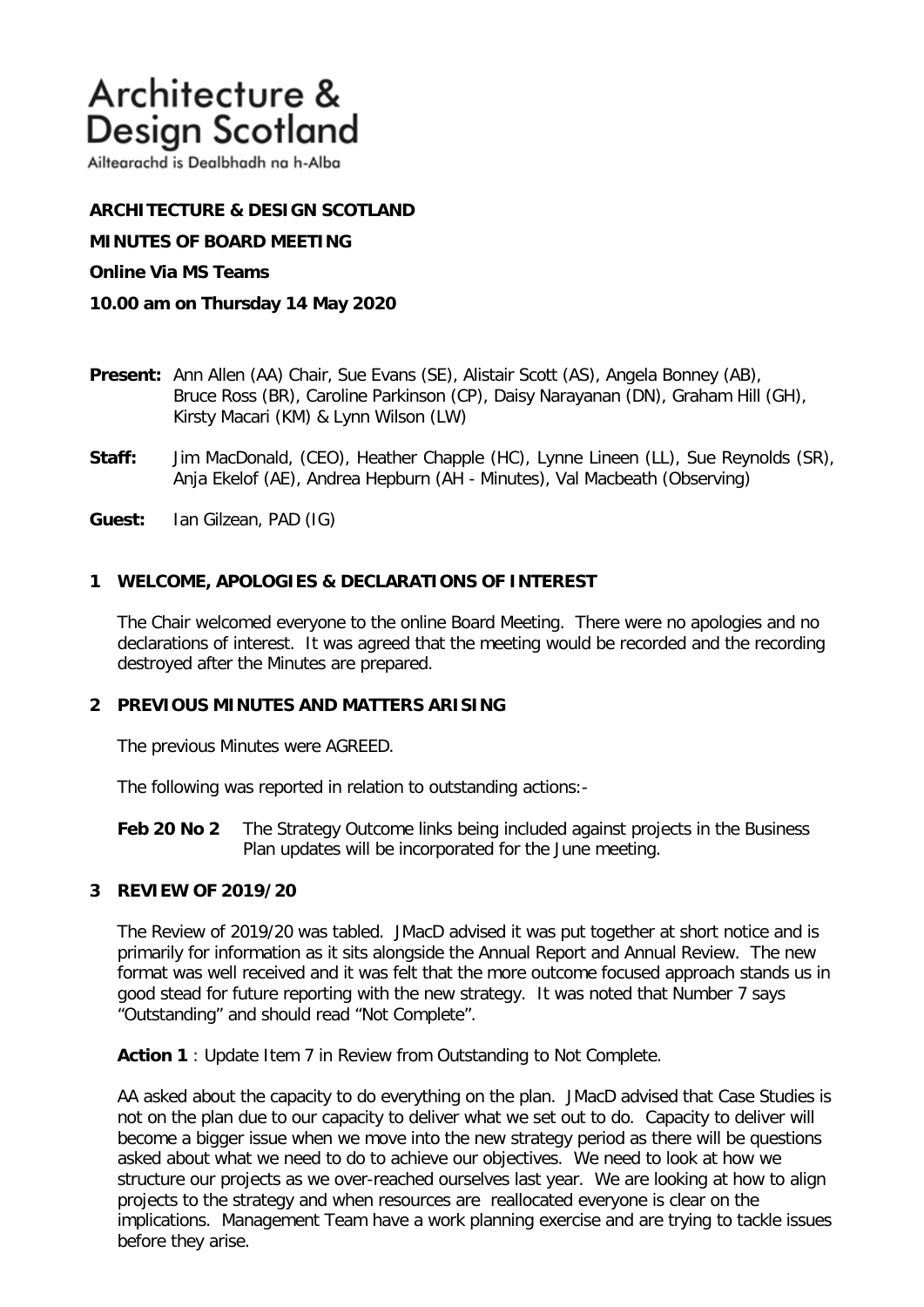# Architecture & Design Scotland

Ailtearachd is Dealbhadh na h-Alba

**ARCHITECTURE & DESIGN SCOTLAND**

**MINUTES OF BOARD MEETING**

**Online Via MS Teams**

**10.00 am on Thursday 14 May 2020**

**Present:** Ann Allen (AA) Chair, Sue Evans (SE), Alistair Scott (AS), Angela Bonney (AB), Bruce Ross (BR), Caroline Parkinson (CP), Daisy Narayanan (DN), Graham Hill (GH), Kirsty Macari (KM) & Lynn Wilson (LW)

**Staff:** Jim MacDonald, (CEO), Heather Chapple (HC), Lynne Lineen (LL), Sue Reynolds (SR), Anja Ekelof (AE), Andrea Hepburn (AH - Minutes), Val Macbeath (Observing)

**Guest:** Ian Gilzean, PAD (IG)

## 1 WELCOME, APOLOGIES & DECLARATIONS OF INTEREST

The Chair welcomed everyone to the online Board Meeting. There were no apologies and no declarations of interest. It was agreed that the meeting would be recorded and the recording destroyed after the Minutes are prepared.

## 2 PREVIOUS MINUTES AND MATTERS ARISING

The previous Minutes were AGREED.

The following was reported in relation to outstanding actions:-

**Feb 20 No 2** The Strategy Outcome links being included against projects in the Business Plan updates will be incorporated for the June meeting.

## 3 REVIEW OF 2019/20

The Review of 2019/20 was tabled. JMacD advised it was put together at short notice and is primarily for information as it sits alongside the Annual Report and Annual Review. The new format was well received and it was felt that the more outcome focused approach stands us in good stead for future reporting with the new strategy. It was noted that Number 7 says "Outstanding" and should read "Not Complete".

**Action 1** : Update Item 7 in Review from Outstanding to Not Complete.

AA asked about the capacity to do everything on the plan. JMacD advised that Case Studies is not on the plan due to our capacity to deliver what we set out to do. Capacity to deliver will become a bigger issue when we move into the new strategy period as there will be questions asked about what we need to do to achieve our objectives. We need to look at how we structure our projects as we over-reached ourselves last year. We are looking at how to align projects to the strategy and when resources are reallocated everyone is clear on the implications. Management Team have a work planning exercise and are trying to tackle issues before they arise.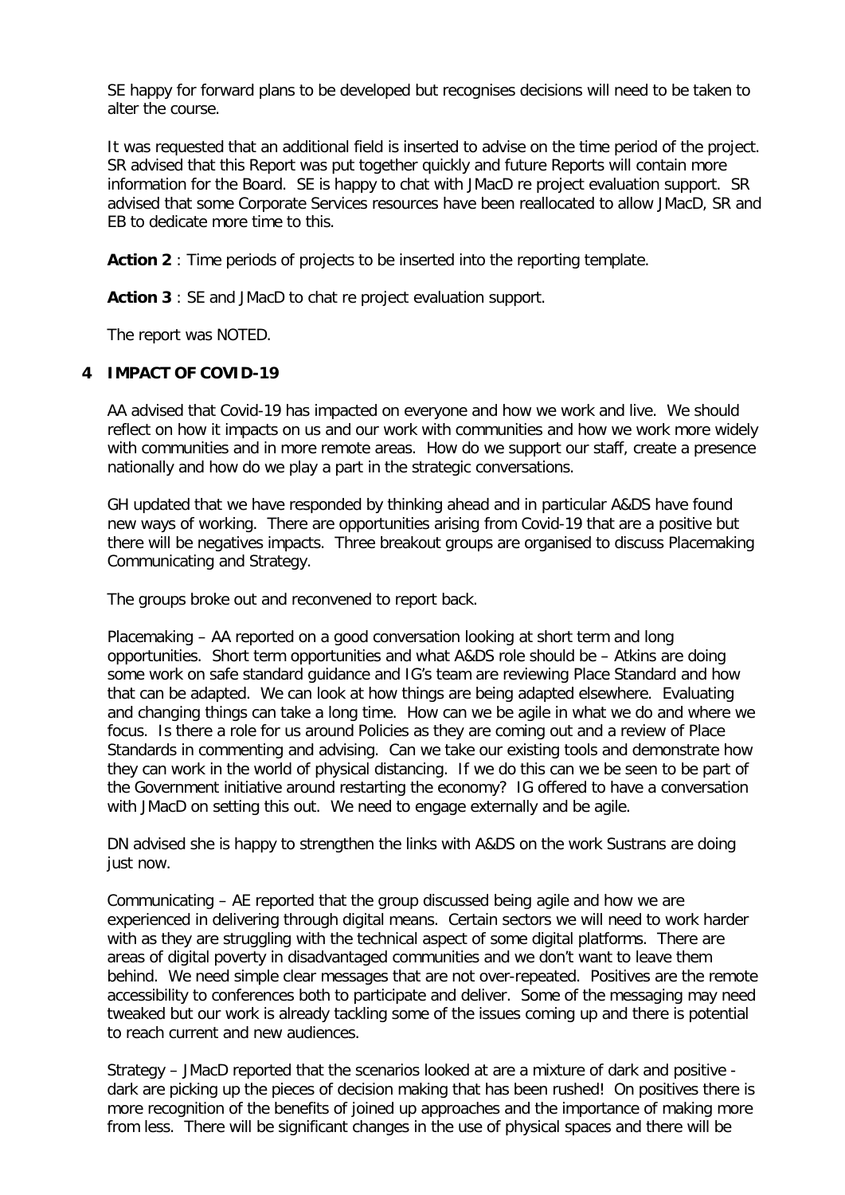SE happy for forward plans to be developed but recognises decisions will need to be taken to alter the course.

It was requested that an additional field is inserted to advise on the time period of the project. SR advised that this Report was put together quickly and future Reports will contain more information for the Board. SE is happy to chat with JMacD re project evaluation support. SR advised that some Corporate Services resources have been reallocated to allow JMacD, SR and EB to dedicate more time to this.

**Action 2** : Time periods of projects to be inserted into the reporting template.

**Action 3** : SE and JMacD to chat re project evaluation support.

The report was NOTED.

## 4 IMPACT OF COVID-19

AA advised that Covid-19 has impacted on everyone and how we work and live. We should reflect on how it impacts on us and our work with communities and how we work more widely with communities and in more remote areas. How do we support our staff, create a presence nationally and how do we play a part in the strategic conversations.

GH updated that we have responded by thinking ahead and in particular A&DS have found new ways of working. There are opportunities arising from Covid-19 that are a positive but there will be negatives impacts. Three breakout groups are organised to discuss Placemaking Communicating and Strategy.

The groups broke out and reconvened to report back.

Placemaking – AA reported on a good conversation looking at short term and long opportunities. Short term opportunities and what A&DS role should be – Atkins are doing some work on safe standard guidance and IG's team are reviewing Place Standard and how that can be adapted. We can look at how things are being adapted elsewhere. Evaluating and changing things can take a long time. How can we be agile in what we do and where we focus. Is there a role for us around Policies as they are coming out and a review of Place Standards in commenting and advising. Can we take our existing tools and demonstrate how they can work in the world of physical distancing. If we do this can we be seen to be part of the Government initiative around restarting the economy? IG offered to have a conversation with JMacD on setting this out. We need to engage externally and be agile.

DN advised she is happy to strengthen the links with A&DS on the work Sustrans are doing just now.

Communicating – AE reported that the group discussed being agile and how we are experienced in delivering through digital means. Certain sectors we will need to work harder with as they are struggling with the technical aspect of some digital platforms. There are areas of digital poverty in disadvantaged communities and we don't want to leave them behind. We need simple clear messages that are not over-repeated. Positives are the remote accessibility to conferences both to participate and deliver. Some of the messaging may need tweaked but our work is already tackling some of the issues coming up and there is potential to reach current and new audiences.

Strategy – JMacD reported that the scenarios looked at are a mixture of dark and positive - dark are picking up the pieces of decision making that has been rushed! On positives there is more recognition of the benefits of joined up approaches and the importance of making more from less. There will be significant changes in the use of physical spaces and there will be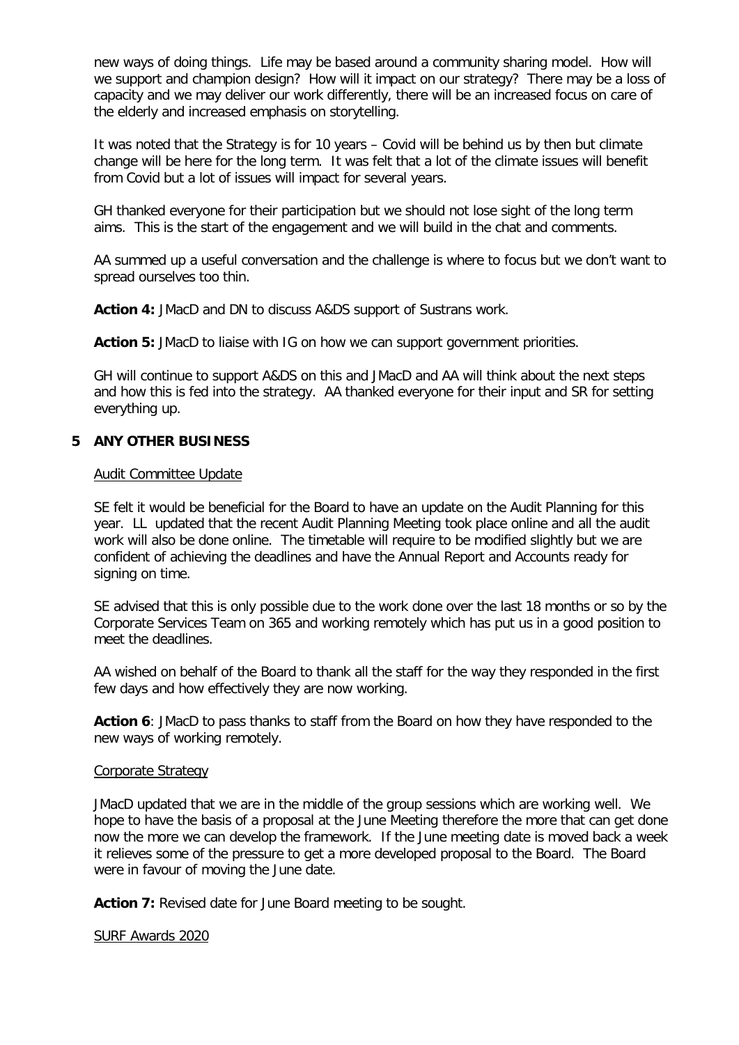new ways of doing things. Life may be based around a community sharing model. How will we support and champion design? How will it impact on our strategy? There may be a loss of capacity and we may deliver our work differently, there will be an increased focus on care of the elderly and increased emphasis on storytelling.

It was noted that the Strategy is for 10 years – Covid will be behind us by then but climate change will be here for the long term. It was felt that a lot of the climate issues will benefit from Covid but a lot of issues will impact for several years.

GH thanked everyone for their participation but we should not lose sight of the long term aims. This is the start of the engagement and we will build in the chat and comments.

AA summed up a useful conversation and the challenge is where to focus but we don't want to spread ourselves too thin.

**Action 4:** JMacD and DN to discuss A&DS support of Sustrans work.

**Action 5:** JMacD to liaise with IG on how we can support government priorities.

GH will continue to support A&DS on this and JMacD and AA will think about the next steps and how this is fed into the strategy. AA thanked everyone for their input and SR for setting everything up.

## 5 ANY OTHER BUSINESS

Audit Committee Update

SE felt it would be beneficial for the Board to have an update on the Audit Planning for this year. LL updated that the recent Audit Planning Meeting took place online and all the audit work will also be done online. The timetable will require to be modified slightly but we are confident of achieving the deadlines and have the Annual Report and Accounts ready for signing on time.

SE advised that this is only possible due to the work done over the last 18 months or so by the Corporate Services Team on 365 and working remotely which has put us in a good position to meet the deadlines.

AA wished on behalf of the Board to thank all the staff for the way they responded in the first few days and how effectively they are now working.

**Action 6**: JMacD to pass thanks to staff from the Board on how they have responded to the new ways of working remotely.

Corporate Strategy

JMacD updated that we are in the middle of the group sessions which are working well. We hope to have the basis of a proposal at the June Meeting therefore the more that can get done now the more we can develop the framework. If the June meeting date is moved back a week it relieves some of the pressure to get a more developed proposal to the Board. The Board were in favour of moving the June date.

**Action 7:** Revised date for June Board meeting to be sought.

SURF Awards 2020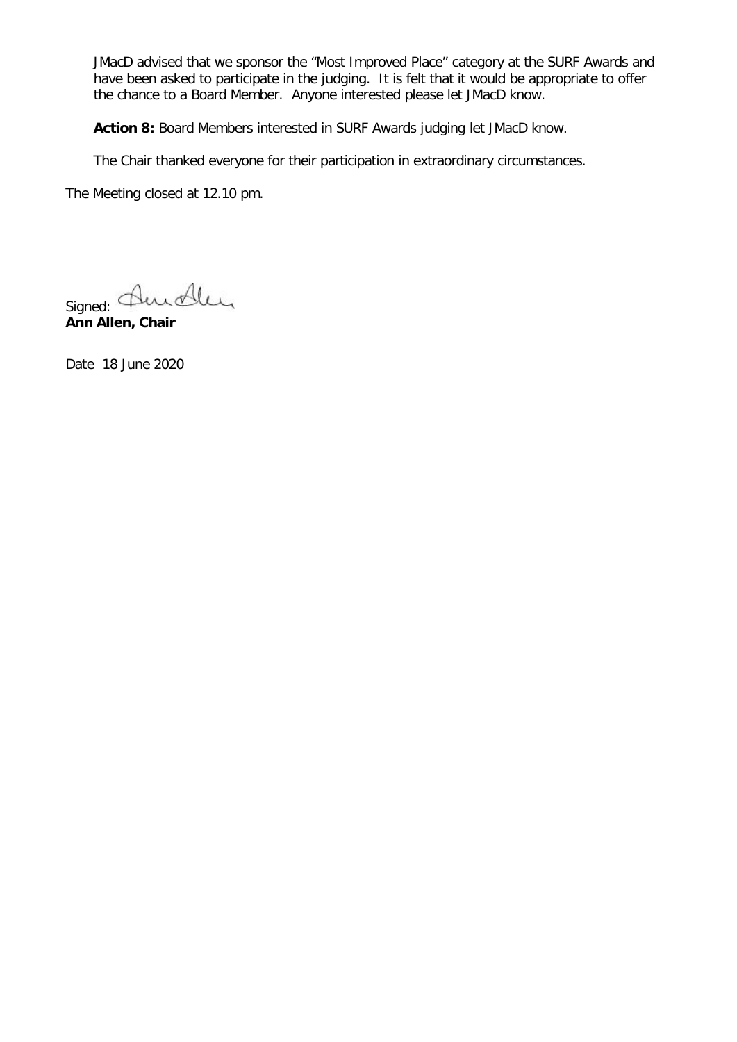JMacD advised that we sponsor the "Most Improved Place" category at the SURF Awards and have been asked to participate in the judging. It is felt that it would be appropriate to offer the chance to a Board Member. Anyone interested please let JMacD know.

**Action 8:** Board Members interested in SURF Awards judging let JMacD know.

The Chair thanked everyone for their participation in extraordinary circumstances.

The Meeting closed at 12.10 pm.

Signed:

**Ann Allen, Chair**

Date 18 June 2020